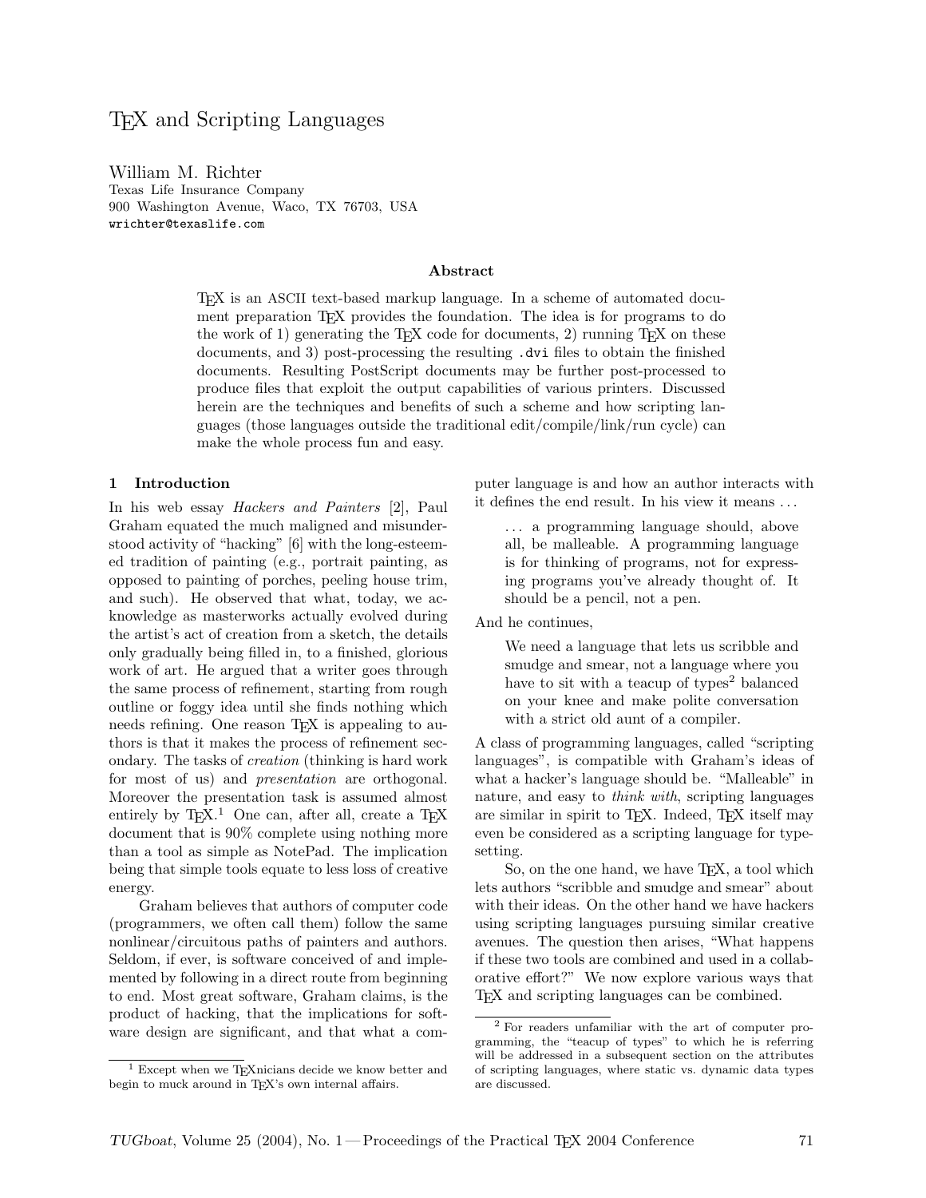# TeX and Scripting Languages

William M. Richter
Texas Life Insurance Company
900 Washington Avenue, Waco, TX 76703, USA
wrichter@texaslife.com

### Abstract

TeX is an ASCII text-based markup language. In a scheme of automated document preparation TeX provides the foundation. The idea is for programs to do the work of 1) generating the TeX code for documents, 2) running TeX on these documents, and 3) post-processing the resulting `.dvi` files to obtain the finished documents. Resulting PostScript documents may be further post-processed to produce files that exploit the output capabilities of various printers. Discussed herein are the techniques and benefits of such a scheme and how scripting languages (those languages outside the traditional edit/compile/link/run cycle) can make the whole process fun and easy.

## 1 Introduction

In his web essay *Hackers and Painters* [2], Paul Graham equated the much maligned and misunderstood activity of "hacking" [6] with the long-esteemed tradition of painting (e.g., portrait painting, as opposed to painting of porches, peeling house trim, and such). He observed that what, today, we acknowledge as masterworks actually evolved during the artist's act of creation from a sketch, the details only gradually being filled in, to a finished, glorious work of art. He argued that a writer goes through the same process of refinement, starting from rough outline or foggy idea until she finds nothing which needs refining. One reason TeX is appealing to authors is that it makes the process of refinement secondary. The tasks of *creation* (thinking is hard work for most of us) and *presentation* are orthogonal. Moreover the presentation task is assumed almost entirely by TeX.[1] One can, after all, create a TeX document that is 90% complete using nothing more than a tool as simple as NotePad. The implication being that simple tools equate to less loss of creative energy.

Graham believes that authors of computer code (programmers, we often call them) follow the same nonlinear/circuitous paths of painters and authors. Seldom, if ever, is software conceived of and implemented by following in a direct route from beginning to end. Most great software, Graham claims, is the product of hacking, that the implications for software design are significant, and that what a computer language is and how an author interacts with it defines the end result. In his view it means ...

> ... a programming language should, above all, be malleable. A programming language is for thinking of programs, not for expressing programs you've already thought of. It should be a pencil, not a pen.

And he continues,

> We need a language that lets us scribble and smudge and smear, not a language where you have to sit with a teacup of types[2] balanced on your knee and make polite conversation with a strict old aunt of a compiler.

A class of programming languages, called "scripting languages", is compatible with Graham's ideas of what a hacker's language should be. "Malleable" in nature, and easy to *think with*, scripting languages are similar in spirit to TeX. Indeed, TeX itself may even be considered as a scripting language for typesetting.

So, on the one hand, we have TeX, a tool which lets authors "scribble and smudge and smear" about with their ideas. On the other hand we have hackers using scripting languages pursuing similar creative avenues. The question then arises, "What happens if these two tools are combined and used in a collaborative effort?" We now explore various ways that TeX and scripting languages can be combined.

---

[1] Except when we TeXnicians decide we know better and begin to muck around in TeX's own internal affairs.

[2] For readers unfamiliar with the art of computer programming, the "teacup of types" to which he is referring will be addressed in a subsequent section on the attributes of scripting languages, where static vs. dynamic data types are discussed.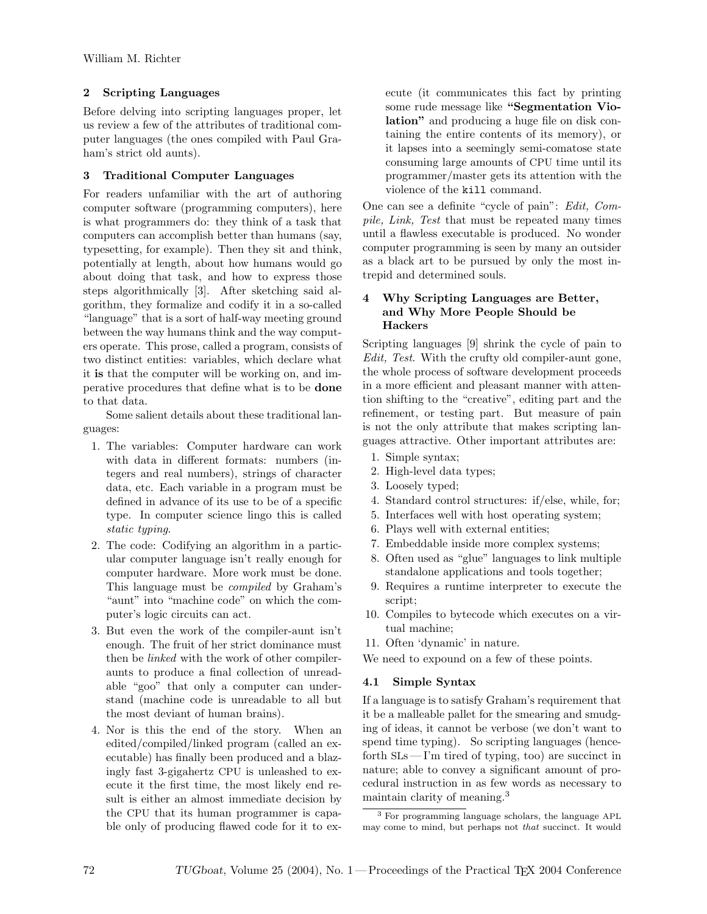## 2 Scripting Languages

Before delving into scripting languages proper, let us review a few of the attributes of traditional computer languages (the ones compiled with Paul Graham's strict old aunts).

## 3 Traditional Computer Languages

For readers unfamiliar with the art of authoring computer software (programming computers), here is what programmers do: they think of a task that computers can accomplish better than humans (say, typesetting, for example). Then they sit and think, potentially at length, about how humans would go about doing that task, and how to express those steps algorithmically [3]. After sketching said algorithm, they formalize and codify it in a so-called "language" that is a sort of half-way meeting ground between the way humans think and the way computers operate. This prose, called a program, consists of two distinct entities: variables, which declare what it **is** that the computer will be working on, and imperative procedures that define what is to be **done** to that data.

Some salient details about these traditional languages:

1. The variables: Computer hardware can work with data in different formats: numbers (integers and real numbers), strings of character data, etc. Each variable in a program must be defined in advance of its use to be of a specific type. In computer science lingo this is called *static typing*.
2. The code: Codifying an algorithm in a particular computer language isn't really enough for computer hardware. More work must be done. This language must be *compiled* by Graham's "aunt" into "machine code" on which the computer's logic circuits can act.
3. But even the work of the compiler-aunt isn't enough. The fruit of her strict dominance must then be *linked* with the work of other compiler-aunts to produce a final collection of unreadable "goo" that only a computer can understand (machine code is unreadable to all but the most deviant of human brains).
4. Nor is this the end of the story. When an edited/compiled/linked program (called an executable) has finally been produced and a blazingly fast 3-gigahertz CPU is unleashed to execute it the first time, the most likely end result is either an almost immediate decision by the CPU that its human programmer is capable only of producing flawed code for it to execute (it communicates this fact by printing some rude message like **"Segmentation Violation"** and producing a huge file on disk containing the entire contents of its memory), or it lapses into a seemingly semi-comatose state consuming large amounts of CPU time until its programmer/master gets its attention with the violence of the `kill` command.

One can see a definite "cycle of pain": *Edit, Compile, Link, Test* that must be repeated many times until a flawless executable is produced. No wonder computer programming is seen by many an outsider as a black art to be pursued by only the most intrepid and determined souls.

## 4 Why Scripting Languages are Better, and Why More People Should be Hackers

Scripting languages [9] shrink the cycle of pain to *Edit, Test*. With the crufty old compiler-aunt gone, the whole process of software development proceeds in a more efficient and pleasant manner with attention shifting to the "creative", editing part and the refinement, or testing part. But measure of pain is not the only attribute that makes scripting languages attractive. Other important attributes are:

1. Simple syntax;
2. High-level data types;
3. Loosely typed;
4. Standard control structures: if/else, while, for;
5. Interfaces well with host operating system;
6. Plays well with external entities;
7. Embeddable inside more complex systems;
8. Often used as "glue" languages to link multiple standalone applications and tools together;
9. Requires a runtime interpreter to execute the script;
10. Compiles to bytecode which executes on a virtual machine;
11. Often 'dynamic' in nature.

We need to expound on a few of these points.

### 4.1 Simple Syntax

If a language is to satisfy Graham's requirement that it be a malleable pallet for the smearing and smudging of ideas, it cannot be verbose (we don't want to spend time typing). So scripting languages (henceforth SLs — I'm tired of typing, too) are succinct in nature; able to convey a significant amount of procedural instruction in as few words as necessary to maintain clarity of meaning.[3]

[3] For programming language scholars, the language APL may come to mind, but perhaps not *that* succinct. It would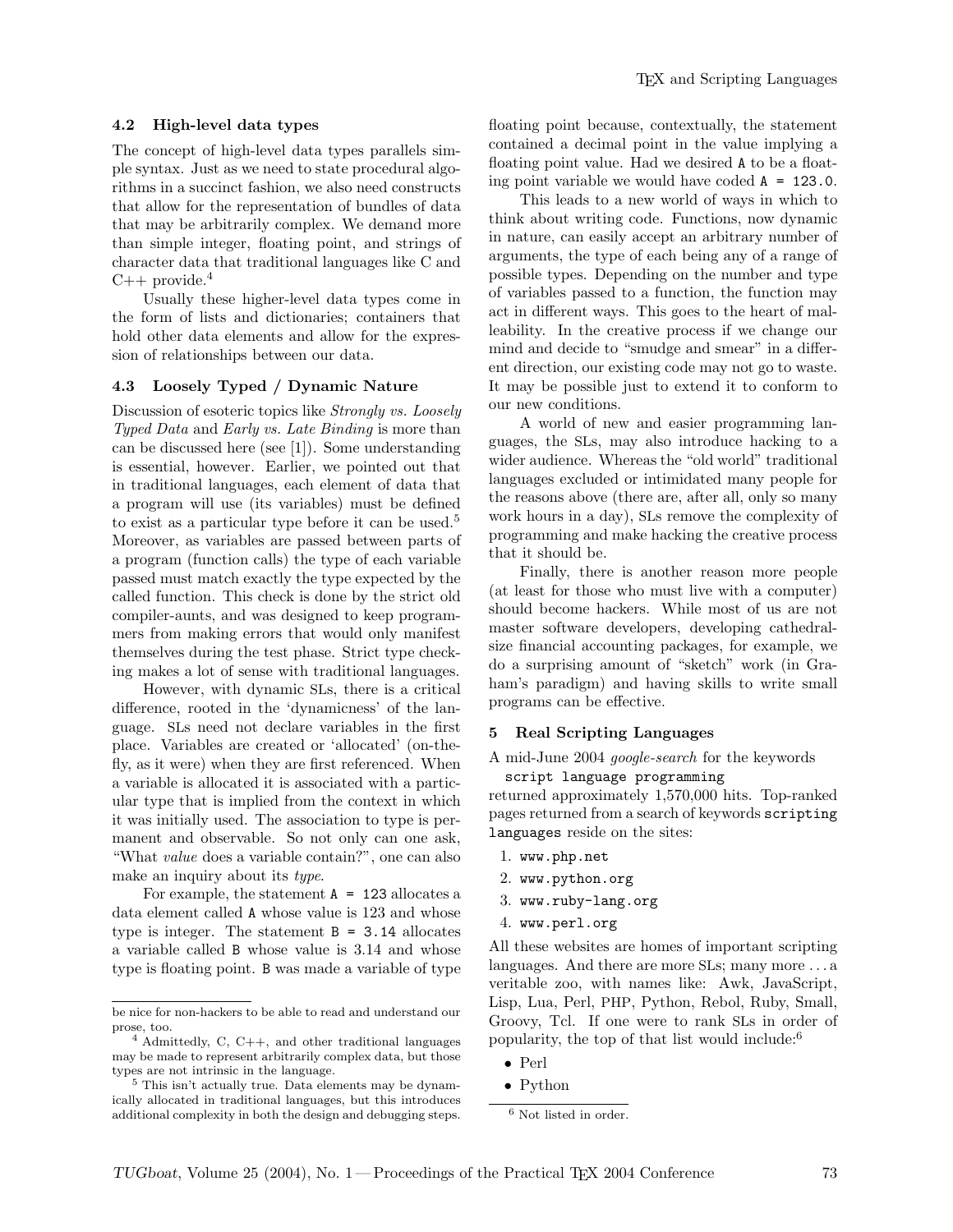### 4.2 High-level data types

The concept of high-level data types parallels simple syntax. Just as we need to state procedural algorithms in a succinct fashion, we also need constructs that allow for the representation of bundles of data that may be arbitrarily complex. We demand more than simple integer, floating point, and strings of character data that traditional languages like C and C++ provide.[4]

Usually these higher-level data types come in the form of lists and dictionaries; containers that hold other data elements and allow for the expression of relationships between our data.

### 4.3 Loosely Typed / Dynamic Nature

Discussion of esoteric topics like *Strongly vs. Loosely Typed Data* and *Early vs. Late Binding* is more than can be discussed here (see [1]). Some understanding is essential, however. Earlier, we pointed out that in traditional languages, each element of data that a program will use (its variables) must be defined to exist as a particular type before it can be used.[5] Moreover, as variables are passed between parts of a program (function calls) the type of each variable passed must match exactly the type expected by the called function. This check is done by the strict old compiler-aunts, and was designed to keep programmers from making errors that would only manifest themselves during the test phase. Strict type checking makes a lot of sense with traditional languages.

However, with dynamic SLs, there is a critical difference, rooted in the 'dynamicness' of the language. SLs need not declare variables in the first place. Variables are created or 'allocated' (on-the-fly, as it were) when they are first referenced. When a variable is allocated it is associated with a particular type that is implied from the context in which it was initially used. The association to type is permanent and observable. So not only can one ask, "What *value* does a variable contain?", one can also make an inquiry about its *type*.

For example, the statement `A = 123` allocates a data element called `A` whose value is 123 and whose type is integer. The statement `B = 3.14` allocates a variable called `B` whose value is 3.14 and whose type is floating point. `B` was made a variable of type floating point because, contextually, the statement contained a decimal point in the value implying a floating point value. Had we desired `A` to be a floating point variable we would have coded `A = 123.0`.

This leads to a new world of ways in which to think about writing code. Functions, now dynamic in nature, can easily accept an arbitrary number of arguments, the type of each being any of a range of possible types. Depending on the number and type of variables passed to a function, the function may act in different ways. This goes to the heart of malleability. In the creative process if we change our mind and decide to "smudge and smear" in a different direction, our existing code may not go to waste. It may be possible just to extend it to conform to our new conditions.

A world of new and easier programming languages, the SLs, may also introduce hacking to a wider audience. Whereas the "old world" traditional languages excluded or intimidated many people for the reasons above (there are, after all, only so many work hours in a day), SLs remove the complexity of programming and make hacking the creative process that it should be.

Finally, there is another reason more people (at least for those who must live with a computer) should become hackers. While most of us are not master software developers, developing cathedral-size financial accounting packages, for example, we do a surprising amount of "sketch" work (in Graham's paradigm) and having skills to write small programs can be effective.

## 5 Real Scripting Languages

A mid-June 2004 *google-search* for the keywords
`script language programming`
returned approximately 1,570,000 hits. Top-ranked pages returned from a search of keywords `scripting languages` reside on the sites:

1. `www.php.net`
2. `www.python.org`
3. `www.ruby-lang.org`
4. `www.perl.org`

All these websites are homes of important scripting languages. And there are more SLs; many more ... a veritable zoo, with names like: Awk, JavaScript, Lisp, Lua, Perl, PHP, Python, Rebol, Ruby, Small, Groovy, Tcl. If one were to rank SLs in order of popularity, the top of that list would include:[6]

- Perl
- Python

---

be nice for non-hackers to be able to read and understand our prose, too.

[4] Admittedly, C, C++, and other traditional languages may be made to represent arbitrarily complex data, but those types are not intrinsic in the language.

[5] This isn't actually true. Data elements may be dynamically allocated in traditional languages, but this introduces additional complexity in both the design and debugging steps.

[6] Not listed in order.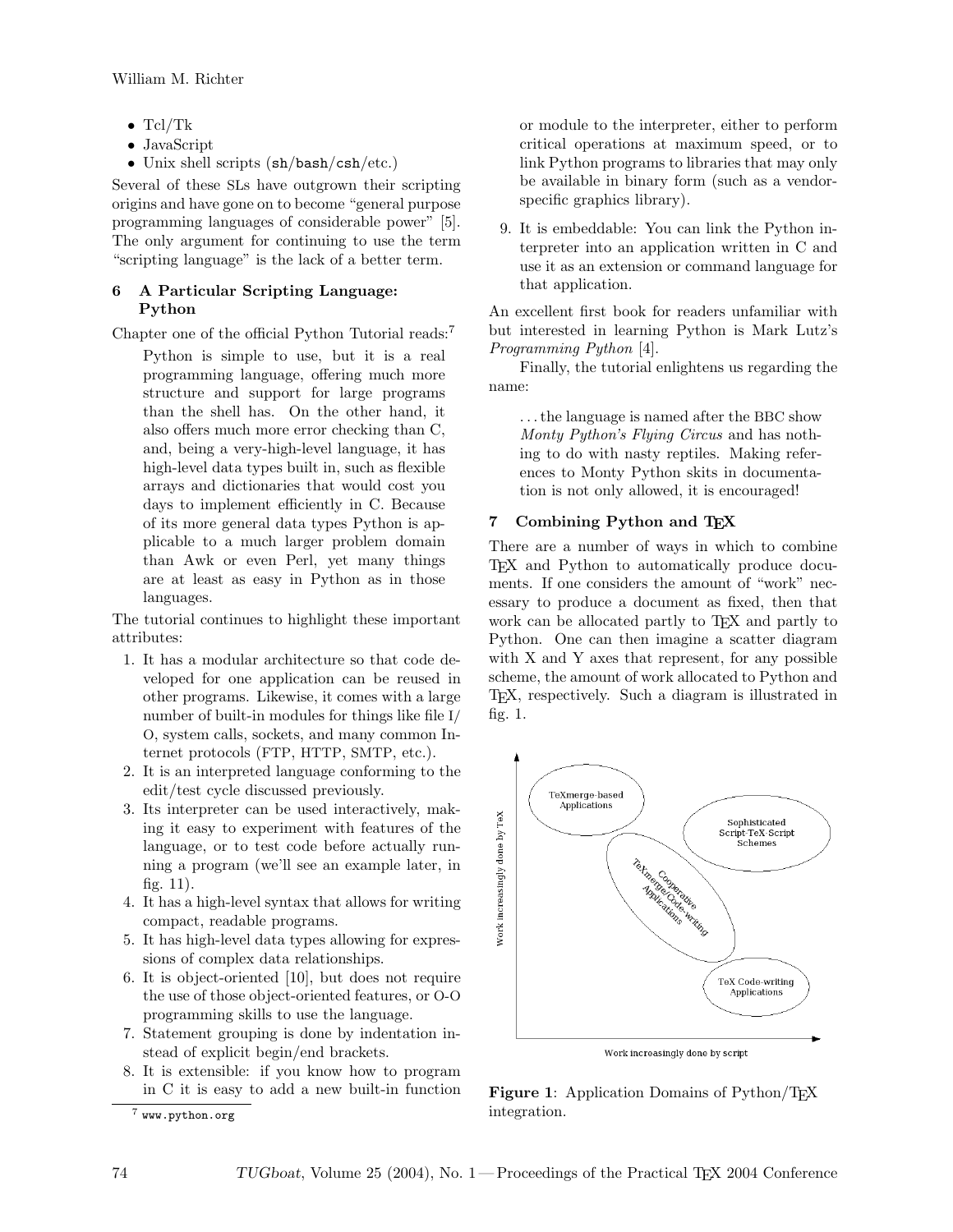- Tcl/Tk
- JavaScript
- Unix shell scripts (`sh`/`bash`/`csh`/etc.)

Several of these SLs have outgrown their scripting origins and have gone on to become "general purpose programming languages of considerable power" [5]. The only argument for continuing to use the term "scripting language" is the lack of a better term.

## 6 A Particular Scripting Language: Python

Chapter one of the official Python Tutorial reads:[7]

> Python is simple to use, but it is a real programming language, offering much more structure and support for large programs than the shell has. On the other hand, it also offers much more error checking than C, and, being a very-high-level language, it has high-level data types built in, such as flexible arrays and dictionaries that would cost you days to implement efficiently in C. Because of its more general data types Python is applicable to a much larger problem domain than Awk or even Perl, yet many things are at least as easy in Python as in those languages.

The tutorial continues to highlight these important attributes:

1. It has a modular architecture so that code developed for one application can be reused in other programs. Likewise, it comes with a large number of built-in modules for things like file I/O, system calls, sockets, and many common Internet protocols (FTP, HTTP, SMTP, etc.).
2. It is an interpreted language conforming to the edit/test cycle discussed previously.
3. Its interpreter can be used interactively, making it easy to experiment with features of the language, or to test code before actually running a program (we'll see an example later, in fig. 11).
4. It has a high-level syntax that allows for writing compact, readable programs.
5. It has high-level data types allowing for expressions of complex data relationships.
6. It is object-oriented [10], but does not require the use of those object-oriented features, or O-O programming skills to use the language.
7. Statement grouping is done by indentation instead of explicit begin/end brackets.
8. It is extensible: if you know how to program in C it is easy to add a new built-in function or module to the interpreter, either to perform critical operations at maximum speed, or to link Python programs to libraries that may only be available in binary form (such as a vendor-specific graphics library).
9. It is embeddable: You can link the Python interpreter into an application written in C and use it as an extension or command language for that application.

An excellent first book for readers unfamiliar with but interested in learning Python is Mark Lutz's *Programming Python* [4].

Finally, the tutorial enlightens us regarding the name:

> ...the language is named after the BBC show *Monty Python's Flying Circus* and has nothing to do with nasty reptiles. Making references to Monty Python skits in documentation is not only allowed, it is encouraged!

## 7 Combining Python and TeX

There are a number of ways in which to combine TeX and Python to automatically produce documents. If one considers the amount of "work" necessary to produce a document as fixed, then that work can be allocated partly to TeX and partly to Python. One can then imagine a scatter diagram with X and Y axes that represent, for any possible scheme, the amount of work allocated to Python and TeX, respectively. Such a diagram is illustrated in fig. 1.

**Figure 1**: Application Domains of Python/TeX integration.

[7] www.python.org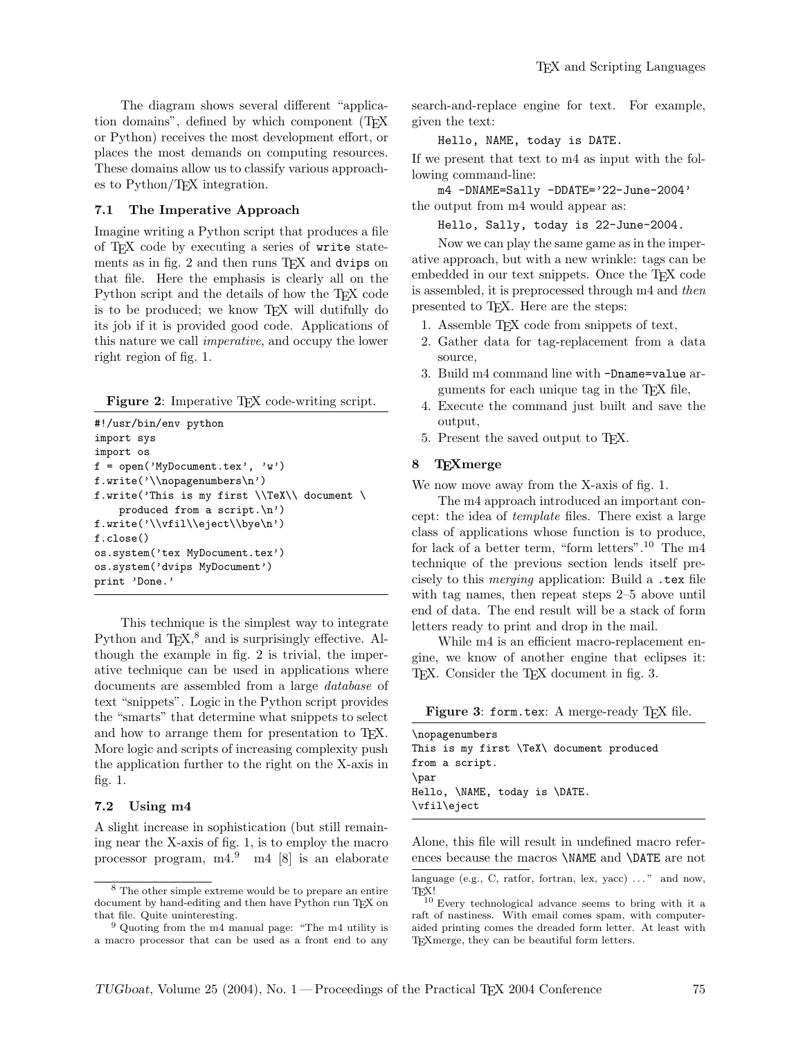The diagram shows several different "application domains", defined by which component (TEX or Python) receives the most development effort, or places the most demands on computing resources. These domains allow us to classify various approaches to Python/TEX integration.

### 7.1 The Imperative Approach

Imagine writing a Python script that produces a file of TEX code by executing a series of `write` statements as in fig. 2 and then runs TEX and `dvips` on that file. Here the emphasis is clearly all on the Python script and the details of how the TEX code is to be produced; we know TEX will dutifully do its job if it is provided good code. Applications of this nature we call *imperative*, and occupy the lower right region of fig. 1.

**Figure 2**: Imperative TEX code-writing script.

```
#!/usr/bin/env python
import sys
import os
f = open('MyDocument.tex', 'w')
f.write('\\nopagenumbers\n')
f.write('This is my first \\TeX\\ document \
    produced from a script.\n')
f.write('\\vfil\\eject\\bye\n')
f.close()
os.system('tex MyDocument.tex')
os.system('dvips MyDocument')
print 'Done.'
```

This technique is the simplest way to integrate Python and TEX,[8] and is surprisingly effective. Although the example in fig. 2 is trivial, the imperative technique can be used in applications where documents are assembled from a large *database* of text "snippets". Logic in the Python script provides the "smarts" that determine what snippets to select and how to arrange them for presentation to TEX. More logic and scripts of increasing complexity push the application further to the right on the X-axis in fig. 1.

### 7.2 Using m4

A slight increase in sophistication (but still remaining near the X-axis of fig. 1, is to employ the macro processor program, m4.[9] m4 [8] is an elaborate search-and-replace engine for text. For example, given the text:

```
Hello, NAME, today is DATE.
```

If we present that text to m4 as input with the following command-line:

```
m4 -DNAME=Sally -DDATE='22-June-2004'
```

the output from m4 would appear as:

```
Hello, Sally, today is 22-June-2004.
```

Now we can play the same game as in the imperative approach, but with a new wrinkle: tags can be embedded in our text snippets. Once the TEX code is assembled, it is preprocessed through m4 and *then* presented to TEX. Here are the steps:

1. Assemble TEX code from snippets of text,
2. Gather data for tag-replacement from a data source,
3. Build m4 command line with `-Dname=value` arguments for each unique tag in the TEX file,
4. Execute the command just built and save the output,
5. Present the saved output to TEX.

## 8 TEXmerge

We now move away from the X-axis of fig. 1.

The m4 approach introduced an important concept: the idea of *template* files. There exist a large class of applications whose function is to produce, for lack of a better term, "form letters".[10] The m4 technique of the previous section lends itself precisely to this *merging* application: Build a `.tex` file with tag names, then repeat steps 2–5 above until end of data. The end result will be a stack of form letters ready to print and drop in the mail.

While m4 is an efficient macro-replacement engine, we know of another engine that eclipses it: TEX. Consider the TEX document in fig. 3.

**Figure 3**: `form.tex`: A merge-ready TEX file.

```
\nopagenumbers
This is my first \TeX\ document produced
from a script.
\par
Hello, \NAME, today is \DATE.
\vfil\eject
```

Alone, this file will result in undefined macro references because the macros `\NAME` and `\DATE` are not

---

[8] The other simple extreme would be to prepare an entire document by hand-editing and then have Python run TEX on that file. Quite uninteresting.

[9] Quoting from the m4 manual page: "The m4 utility is a macro processor that can be used as a front end to any language (e.g., C, ratfor, fortran, lex, yacc) ..." and now, TEX!

[10] Every technological advance seems to bring with it a raft of nastiness. With email comes spam, with computer-aided printing comes the dreaded form letter. At least with TEXmerge, they can be beautiful form letters.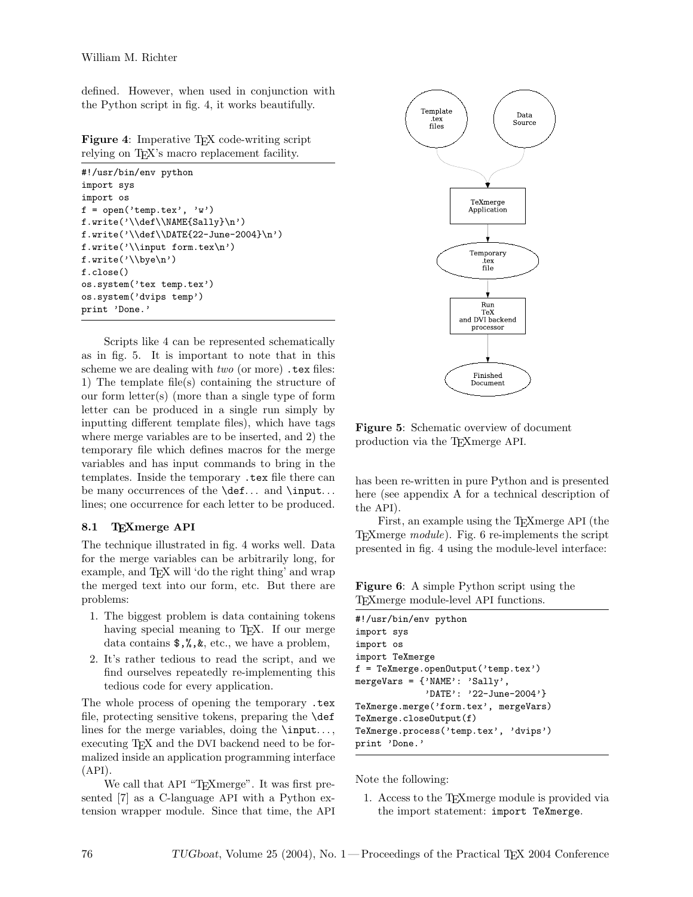defined. However, when used in conjunction with the Python script in fig. 4, it works beautifully.

**Figure 4**: Imperative TEX code-writing script relying on TEX's macro replacement facility.

```
#!/usr/bin/env python
import sys
import os
f = open('temp.tex', 'w')
f.write('\\def\\NAME{Sally}\n')
f.write('\\def\\DATE{22-June-2004}\n')
f.write('\\input form.tex\n')
f.write('\\bye\n')
f.close()
os.system('tex temp.tex')
os.system('dvips temp')
print 'Done.'
```

Scripts like 4 can be represented schematically as in fig. 5. It is important to note that in this scheme we are dealing with *two* (or more) `.tex` files: 1) The template file(s) containing the structure of our form letter(s) (more than a single type of form letter can be produced in a single run simply by inputting different template files), which have tags where merge variables are to be inserted, and 2) the temporary file which defines macros for the merge variables and has input commands to bring in the templates. Inside the temporary `.tex` file there can be many occurrences of the `\def`... and `\input`... lines; one occurrence for each letter to be produced.

### 8.1 TEXmerge API

The technique illustrated in fig. 4 works well. Data for the merge variables can be arbitrarily long, for example, and TEX will 'do the right thing' and wrap the merged text into our form, etc. But there are problems:

1. The biggest problem is data containing tokens having special meaning to TEX. If our merge data contains $,%,&, etc., we have a problem,
2. It's rather tedious to read the script, and we find ourselves repeatedly re-implementing this tedious code for every application.

The whole process of opening the temporary `.tex` file, protecting sensitive tokens, preparing the `\def` lines for the merge variables, doing the `\input`..., executing TEX and the DVI backend need to be formalized inside an application programming interface (API).

We call that API "TEXmerge". It was first presented [7] as a C-language API with a Python extension wrapper module. Since that time, the API has been re-written in pure Python and is presented here (see appendix A for a technical description of the API).

Template .tex files → TeXmerge Application ← Data Source

TeXmerge Application → Temporary .tex file → Run TeX and DVI backend processor → Finished Document

**Figure 5**: Schematic overview of document production via the TEXmerge API.

First, an example using the TEXmerge API (the TEXmerge *module*). Fig. 6 re-implements the script presented in fig. 4 using the module-level interface:

**Figure 6**: A simple Python script using the TEXmerge module-level API functions.

```
#!/usr/bin/env python
import sys
import os
import TeXmerge
f = TeXmerge.openOutput('temp.tex')
mergeVars = {'NAME': 'Sally',
             'DATE': '22-June-2004'}
TeXmerge.merge('form.tex', mergeVars)
TeXmerge.closeOutput(f)
TeXmerge.process('temp.tex', 'dvips')
print 'Done.'
```

Note the following:

1. Access to the TEXmerge module is provided via the import statement: `import TeXmerge`.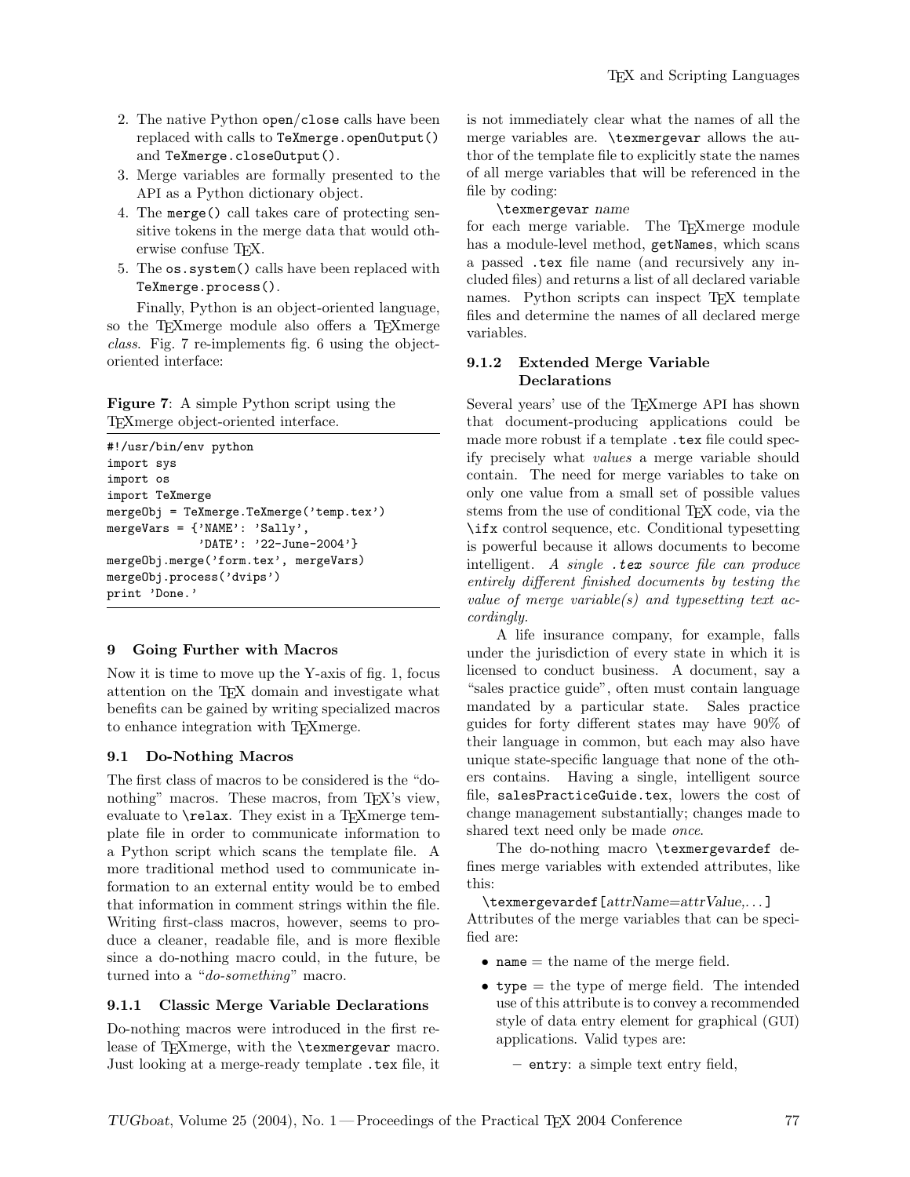2. The native Python open/close calls have been replaced with calls to `TeXmerge.openOutput()` and `TeXmerge.closeOutput()`.
3. Merge variables are formally presented to the API as a Python dictionary object.
4. The `merge()` call takes care of protecting sensitive tokens in the merge data that would otherwise confuse TeX.
5. The `os.system()` calls have been replaced with `TeXmerge.process()`.

Finally, Python is an object-oriented language, so the TeXmerge module also offers a TeXmerge *class*. Fig. 7 re-implements fig. 6 using the object-oriented interface:

**Figure 7**: A simple Python script using the TeXmerge object-oriented interface.

```
#!/usr/bin/env python
import sys
import os
import TeXmerge
mergeObj = TeXmerge.TeXmerge('temp.tex')
mergeVars = {'NAME': 'Sally',
             'DATE': '22-June-2004'}
mergeObj.merge('form.tex', mergeVars)
mergeObj.process('dvips')
print 'Done.'
```

## 9 Going Further with Macros

Now it is time to move up the Y-axis of fig. 1, focus attention on the TeX domain and investigate what benefits can be gained by writing specialized macros to enhance integration with TeXmerge.

### 9.1 Do-Nothing Macros

The first class of macros to be considered is the "do-nothing" macros. These macros, from TeX's view, evaluate to `\relax`. They exist in a TeXmerge template file in order to communicate information to a Python script which scans the template file. A more traditional method used to communicate information to an external entity would be to embed that information in comment strings within the file. Writing first-class macros, however, seems to produce a cleaner, readable file, and is more flexible since a do-nothing macro could, in the future, be turned into a "*do-something*" macro.

#### 9.1.1 Classic Merge Variable Declarations

Do-nothing macros were introduced in the first release of TeXmerge, with the `\texmergevar` macro. Just looking at a merge-ready template `.tex` file, it is not immediately clear what the names of all the merge variables are. `\texmergevar` allows the author of the template file to explicitly state the names of all merge variables that will be referenced in the file by coding:

`\texmergevar` *name*

for each merge variable. The TeXmerge module has a module-level method, `getNames`, which scans a passed `.tex` file name (and recursively any included files) and returns a list of all declared variable names. Python scripts can inspect TeX template files and determine the names of all declared merge variables.

#### 9.1.2 Extended Merge Variable Declarations

Several years' use of the TeXmerge API has shown that document-producing applications could be made more robust if a template `.tex` file could specify precisely what *values* a merge variable should contain. The need for merge variables to take on only one value from a small set of possible values stems from the use of conditional TeX code, via the `\ifx` control sequence, etc. Conditional typesetting is powerful because it allows documents to become intelligent. *A single `.tex` source file can produce entirely different finished documents by testing the value of merge variable(s) and typesetting text accordingly.*

A life insurance company, for example, falls under the jurisdiction of every state in which it is licensed to conduct business. A document, say a "sales practice guide", often must contain language mandated by a particular state. Sales practice guides for forty different states may have 90% of their language in common, but each may also have unique state-specific language that none of the others contains. Having a single, intelligent source file, `salesPracticeGuide.tex`, lowers the cost of change management substantially; changes made to shared text need only be made *once*.

The do-nothing macro `\texmergevardef` defines merge variables with extended attributes, like this:

`\texmergevardef[`*attrName*=*attrValue*,...`]`

Attributes of the merge variables that can be specified are:

- `name` = the name of the merge field.
- `type` = the type of merge field. The intended use of this attribute is to convey a recommended style of data entry element for graphical (GUI) applications. Valid types are:
  - `entry`: a simple text entry field,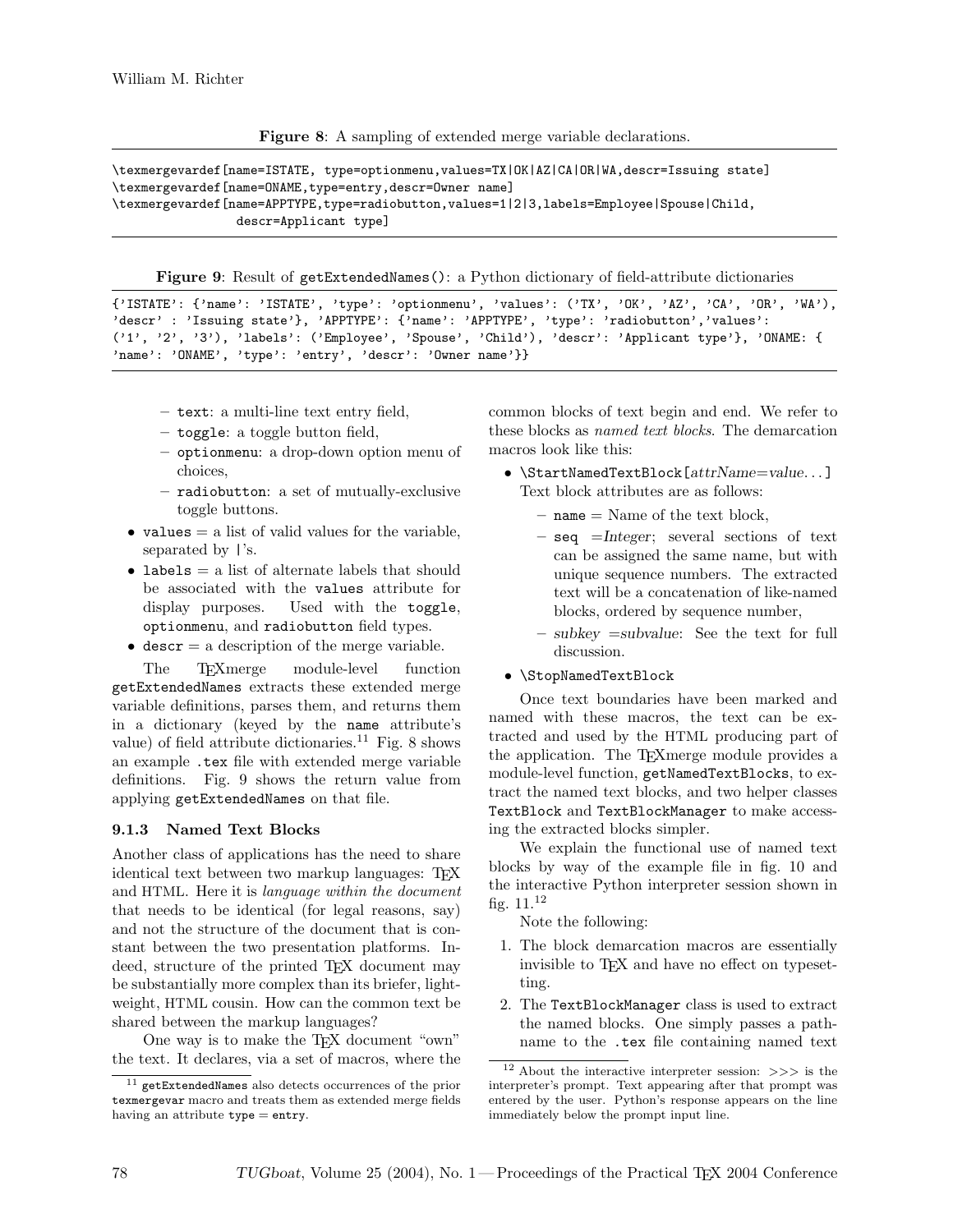**Figure 8**: A sampling of extended merge variable declarations.

```
\texmergevardef[name=ISTATE, type=optionmenu,values=TX|OK|AZ|CA|OR|WA,descr=Issuing state]
\texmergevardef[name=ONAME,type=entry,descr=Owner name]
\texmergevardef[name=APPTYPE,type=radiobutton,values=1|2|3,labels=Employee|Spouse|Child,
                descr=Applicant type]
```

**Figure 9**: Result of `getExtendedNames()`: a Python dictionary of field-attribute dictionaries

```
{'ISTATE': {'name': 'ISTATE', 'type': 'optionmenu', 'values': ('TX', 'OK', 'AZ', 'CA', 'OR', 'WA'),
'descr' : 'Issuing state'}, 'APPTYPE': {'name': 'APPTYPE', 'type': 'radiobutton','values':
('1', '2', '3'), 'labels': ('Employee', 'Spouse', 'Child'), 'descr': 'Applicant type'}, 'ONAME: {
'name': 'ONAME', 'type': 'entry', 'descr': 'Owner name'}}
```

  - `text`: a multi-line text entry field,
  - `toggle`: a toggle button field,
  - `optionmenu`: a drop-down option menu of choices,
  - `radiobutton`: a set of mutually-exclusive toggle buttons.
- `values` = a list of valid values for the variable, separated by |'s.
- `labels` = a list of alternate labels that should be associated with the `values` attribute for display purposes. Used with the `toggle`, `optionmenu`, and `radiobutton` field types.
- `descr` = a description of the merge variable.

The TEXmerge module-level function `getExtendedNames` extracts these extended merge variable definitions, parses them, and returns them in a dictionary (keyed by the `name` attribute's value) of field attribute dictionaries.[11] Fig. 8 shows an example `.tex` file with extended merge variable definitions. Fig. 9 shows the return value from applying `getExtendedNames` on that file.

### 9.1.3 Named Text Blocks

Another class of applications has the need to share identical text between two markup languages: TEX and HTML. Here it is *language within the document* that needs to be identical (for legal reasons, say) and not the structure of the document that is constant between the two presentation platforms. Indeed, structure of the printed TEX document may be substantially more complex than its briefer, lightweight, HTML cousin. How can the common text be shared between the markup languages?

One way is to make the TEX document "own" the text. It declares, via a set of macros, where the common blocks of text begin and end. We refer to these blocks as *named text blocks*. The demarcation macros look like this:

- `\StartNamedTextBlock[`*attrName*=*value*...`]` Text block attributes are as follows:
  - `name` = Name of the text block,
  - `seq` =*Integer*; several sections of text can be assigned the same name, but with unique sequence numbers. The extracted text will be a concatenation of like-named blocks, ordered by sequence number,
  - *subkey* =*subvalue*: See the text for full discussion.
- `\StopNamedTextBlock`

Once text boundaries have been marked and named with these macros, the text can be extracted and used by the HTML producing part of the application. The TEXmerge module provides a module-level function, `getNamedTextBlocks`, to extract the named text blocks, and two helper classes `TextBlock` and `TextBlockManager` to make accessing the extracted blocks simpler.

We explain the functional use of named text blocks by way of the example file in fig. 10 and the interactive Python interpreter session shown in fig. 11.[12]

Note the following:

1. The block demarcation macros are essentially invisible to TEX and have no effect on typesetting.
2. The `TextBlockManager` class is used to extract the named blocks. One simply passes a pathname to the `.tex` file containing named text

[11] `getExtendedNames` also detects occurrences of the prior `texmergevar` macro and treats them as extended merge fields having an attribute `type` = `entry`.

[12] About the interactive interpreter session: >>> is the interpreter's prompt. Text appearing after that prompt was entered by the user. Python's response appears on the line immediately below the prompt input line.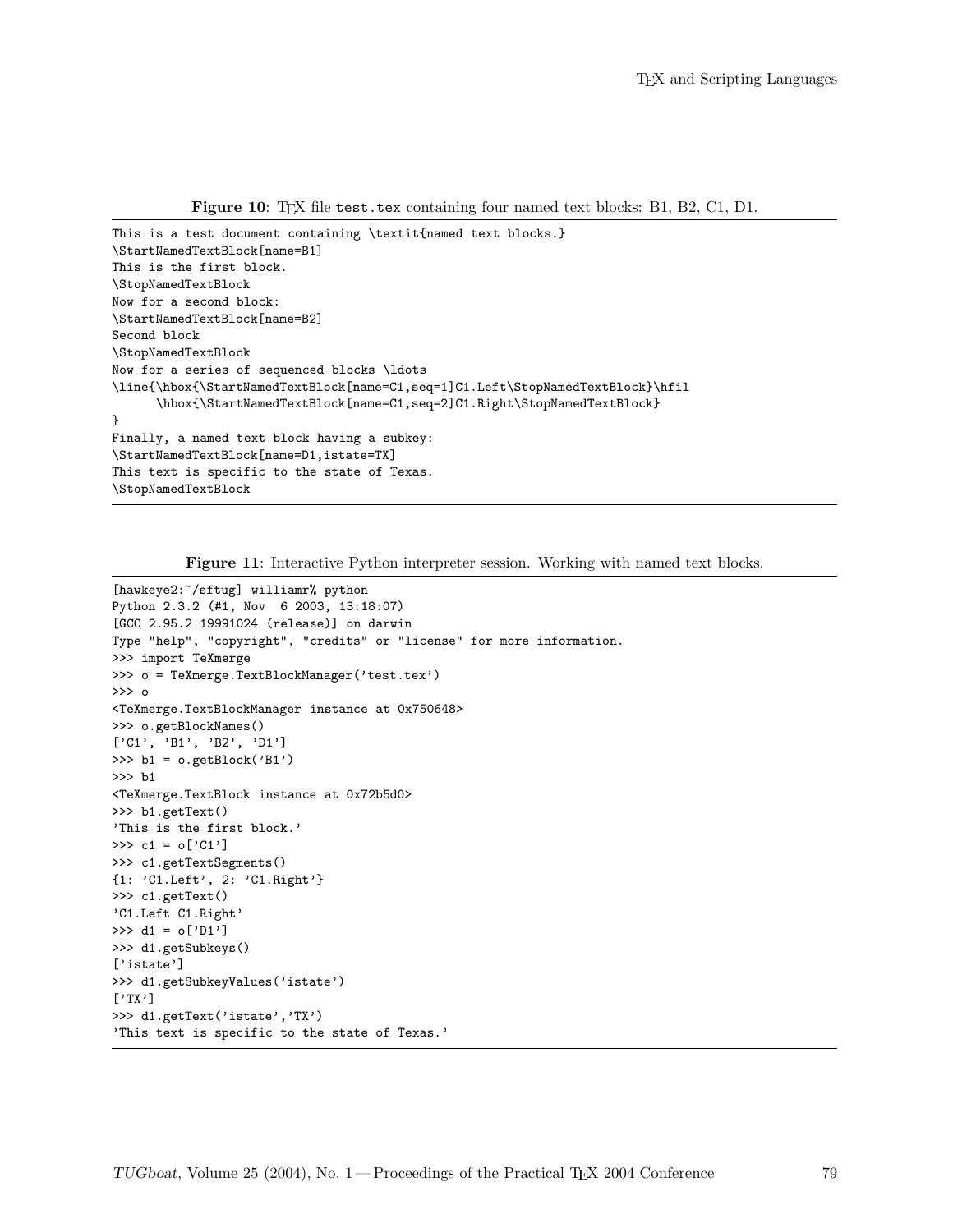**Figure 10**: TEX file `test.tex` containing four named text blocks: B1, B2, C1, D1.

```
This is a test document containing \textit{named text blocks.}
\StartNamedTextBlock[name=B1]
This is the first block.
\StopNamedTextBlock
Now for a second block:
\StartNamedTextBlock[name=B2]
Second block
\StopNamedTextBlock
Now for a series of sequenced blocks \ldots
\line{\hbox{\StartNamedTextBlock[name=C1,seq=1]C1.Left\StopNamedTextBlock}\hfil
      \hbox{\StartNamedTextBlock[name=C1,seq=2]C1.Right\StopNamedTextBlock}
}
Finally, a named text block having a subkey:
\StartNamedTextBlock[name=D1,istate=TX]
This text is specific to the state of Texas.
\StopNamedTextBlock
```

**Figure 11**: Interactive Python interpreter session. Working with named text blocks.

```
[hawkeye2:~/sftug] williamr% python
Python 2.3.2 (#1, Nov  6 2003, 13:18:07)
[GCC 2.95.2 19991024 (release)] on darwin
Type "help", "copyright", "credits" or "license" for more information.
>>> import TeXmerge
>>> o = TeXmerge.TextBlockManager('test.tex')
>>> o
<TeXmerge.TextBlockManager instance at 0x750648>
>>> o.getBlockNames()
['C1', 'B1', 'B2', 'D1']
>>> b1 = o.getBlock('B1')
>>> b1
<TeXmerge.TextBlock instance at 0x72b5d0>
>>> b1.getText()
'This is the first block.'
>>> c1 = o['C1']
>>> c1.getTextSegments()
{1: 'C1.Left', 2: 'C1.Right'}
>>> c1.getText()
'C1.Left C1.Right'
>>> d1 = o['D1']
>>> d1.getSubkeys()
['istate']
>>> d1.getSubkeyValues('istate')
['TX']
>>> d1.getText('istate','TX')
'This text is specific to the state of Texas.'
```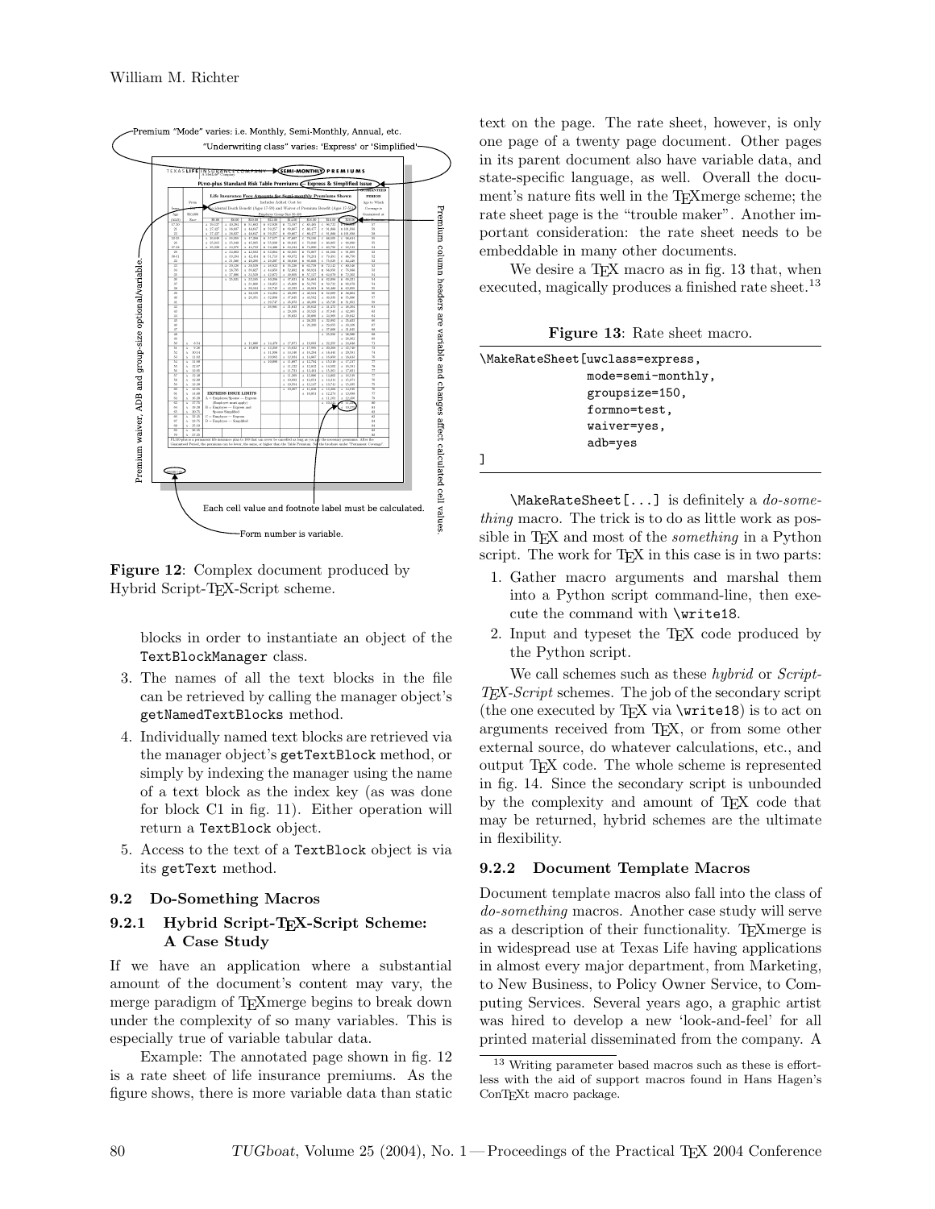Figure 12: Complex document produced by Hybrid Script-TEX-Script scheme.

blocks in order to instantiate an object of the `TextBlockManager` class.

3. The names of all the text blocks in the file can be retrieved by calling the manager object's `getNamedTextBlocks` method.
4. Individually named text blocks are retrieved via the manager object's `getTextBlock` method, or simply by indexing the manager using the name of a text block as the index key (as was done for block C1 in fig. 11). Either operation will return a `TextBlock` object.
5. Access to the text of a `TextBlock` object is via its `getText` method.

## 9.2 Do-Something Macros

### 9.2.1 Hybrid Script-TEX-Script Scheme: A Case Study

If we have an application where a substantial amount of the document's content may vary, the merge paradigm of TEXmerge begins to break down under the complexity of so many variables. This is especially true of variable tabular data.

Example: The annotated page shown in fig. 12 is a rate sheet of life insurance premiums. As the figure shows, there is more variable data than static text on the page. The rate sheet, however, is only one page of a twenty page document. Other pages in its parent document also have variable data, and state-specific language, as well. Overall the document's nature fits well in the TEXmerge scheme; the rate sheet page is the "trouble maker". Another important consideration: the rate sheet needs to be embeddable in many other documents.

We desire a TEX macro as in fig. 13 that, when executed, magically produces a finished rate sheet.[13]

**Figure 13**: Rate sheet macro.

```
\MakeRateSheet[uwclass=express,
          mode=semi-monthly,
          groupsize=150,
          formno=test,
          waiver=yes,
          adb=yes
]
```

`\MakeRateSheet[...]` is definitely a *do-something* macro. The trick is to do as little work as possible in TEX and most of the *something* in a Python script. The work for TEX in this case is in two parts:

1. Gather macro arguments and marshal them into a Python script command-line, then execute the command with `\write18`.
2. Input and typeset the TEX code produced by the Python script.

We call schemes such as these *hybrid* or *Script-TEX-Script* schemes. The job of the secondary script (the one executed by TEX via `\write18`) is to act on arguments received from TEX, or from some other external source, do whatever calculations, etc., and output TEX code. The whole scheme is represented in fig. 14. Since the secondary script is unbounded by the complexity and amount of TEX code that may be returned, hybrid schemes are the ultimate in flexibility.

### 9.2.2 Document Template Macros

Document template macros also fall into the class of *do-something* macros. Another case study will serve as a description of their functionality. TEXmerge is in widespread use at Texas Life having applications in almost every major department, from Marketing, to New Business, to Policy Owner Service, to Computing Services. Several years ago, a graphic artist was hired to develop a new 'look-and-feel' for all printed material disseminated from the company. A

[13] Writing parameter based macros such as these is effortless with the aid of support macros found in Hans Hagen's ConTEXt macro package.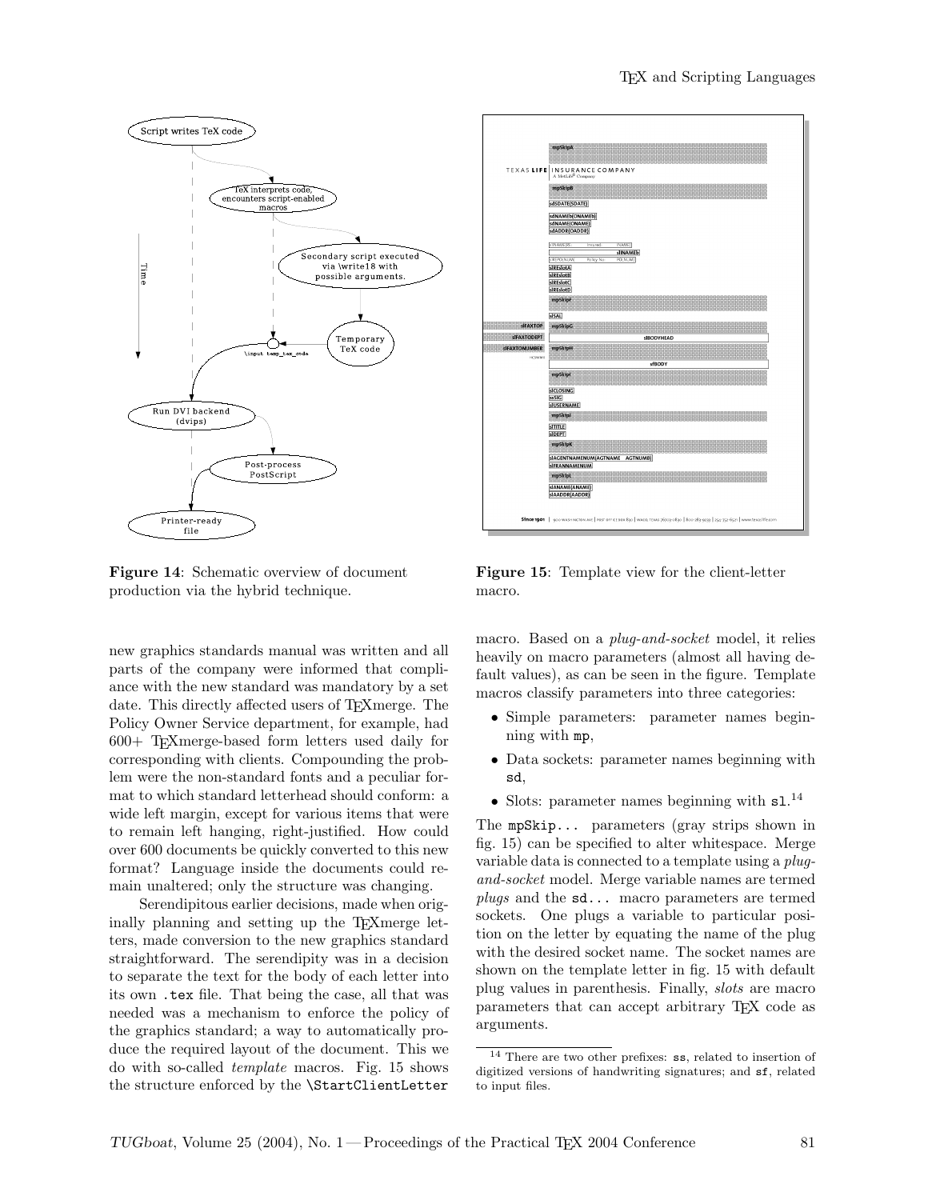**Figure 14**: Schematic overview of document production via the hybrid technique.

**Figure 15**: Template view for the client-letter macro.

new graphics standards manual was written and all parts of the company were informed that compliance with the new standard was mandatory by a set date. This directly affected users of TEXmerge. The Policy Owner Service department, for example, had 600+ TEXmerge-based form letters used daily for corresponding with clients. Compounding the problem were the non-standard fonts and a peculiar format to which standard letterhead should conform: a wide left margin, except for various items that were to remain left hanging, right-justified. How could over 600 documents be quickly converted to this new format? Language inside the documents could remain unaltered; only the structure was changing.

Serendipitous earlier decisions, made when originally planning and setting up the TEXmerge letters, made conversion to the new graphics standard straightforward. The serendipity was in a decision to separate the text for the body of each letter into its own `.tex` file. That being the case, all that was needed was a mechanism to enforce the policy of the graphics standard; a way to automatically produce the required layout of the document. This we do with so-called *template* macros. Fig. 15 shows the structure enforced by the `\StartClientLetter` macro. Based on a *plug-and-socket* model, it relies heavily on macro parameters (almost all having default values), as can be seen in the figure. Template macros classify parameters into three categories:

- Simple parameters: parameter names beginning with `mp`,
- Data sockets: parameter names beginning with `sd`,
- Slots: parameter names beginning with `sl`.[14]

The `mpSkip...` parameters (gray strips shown in fig. 15) can be specified to alter whitespace. Merge variable data is connected to a template using a *plug-and-socket* model. Merge variable names are termed *plugs* and the `sd...` macro parameters are termed sockets. One plugs a variable to particular position on the letter by equating the name of the plug with the desired socket name. The socket names are shown on the template letter in fig. 15 with default plug values in parenthesis. Finally, *slots* are macro parameters that can accept arbitrary TEX code as arguments.

[14] There are two other prefixes: `ss`, related to insertion of digitized versions of handwriting signatures; and `sf`, related to input files.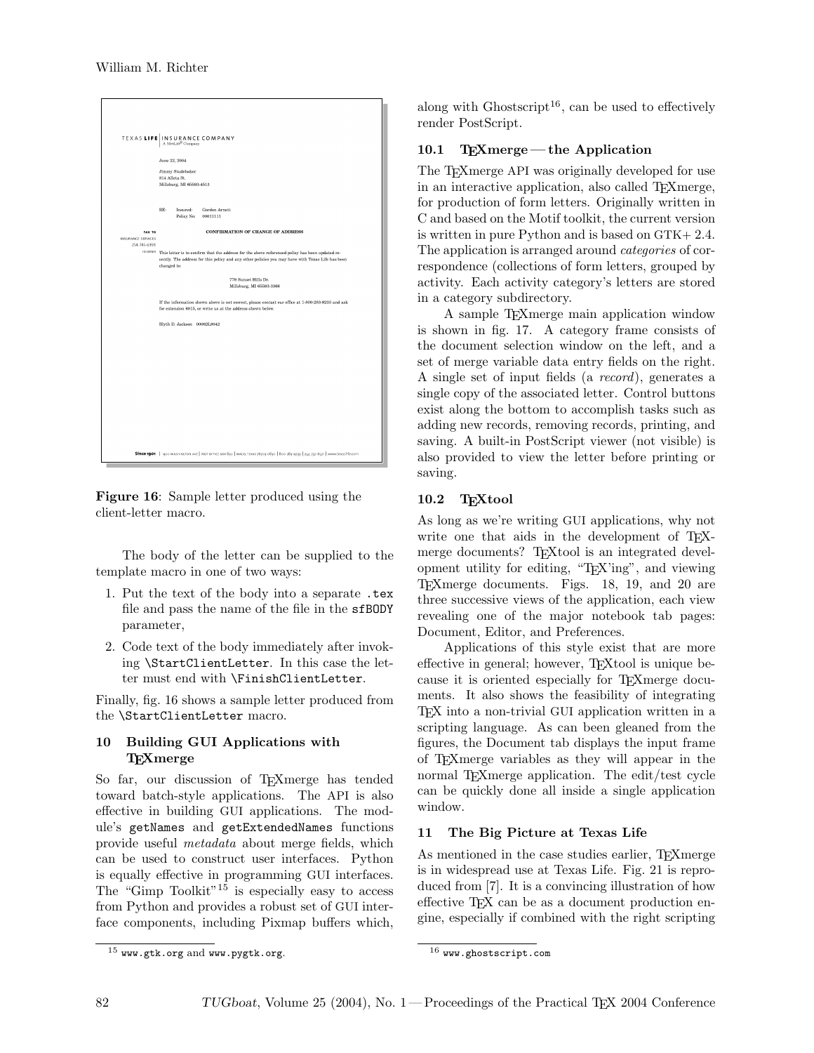Figure 16: Sample letter produced using the client-letter macro.

The body of the letter can be supplied to the template macro in one of two ways:

1. Put the text of the body into a separate `.tex` file and pass the name of the file in the `sfBODY` parameter,
2. Code text of the body immediately after invoking `\StartClientLetter`. In this case the letter must end with `\FinishClientLetter`.

Finally, fig. 16 shows a sample letter produced from the `\StartClientLetter` macro.

## 10 Building GUI Applications with TEXmerge

So far, our discussion of TEXmerge has tended toward batch-style applications. The API is also effective in building GUI applications. The module's `getNames` and `getExtendedNames` functions provide useful *metadata* about merge fields, which can be used to construct user interfaces. Python is equally effective in programming GUI interfaces. The "Gimp Toolkit"[15] is especially easy to access from Python and provides a robust set of GUI interface components, including Pixmap buffers which, along with Ghostscript[16], can be used to effectively render PostScript.

### 10.1 TEXmerge — the Application

The TEXmerge API was originally developed for use in an interactive application, also called TEXmerge, for production of form letters. Originally written in C and based on the Motif toolkit, the current version is written in pure Python and is based on GTK+ 2.4. The application is arranged around *categories* of correspondence (collections of form letters, grouped by activity. Each activity category's letters are stored in a category subdirectory.

A sample TEXmerge main application window is shown in fig. 17. A category frame consists of the document selection window on the left, and a set of merge variable data entry fields on the right. A single set of input fields (a *record*), generates a single copy of the associated letter. Control buttons exist along the bottom to accomplish tasks such as adding new records, removing records, printing, and saving. A built-in PostScript viewer (not visible) is also provided to view the letter before printing or saving.

### 10.2 TEXtool

As long as we're writing GUI applications, why not write one that aids in the development of TEXmerge documents? TEXtool is an integrated development utility for editing, "TEX'ing", and viewing TEXmerge documents. Figs. 18, 19, and 20 are three successive views of the application, each view revealing one of the major notebook tab pages: Document, Editor, and Preferences.

Applications of this style exist that are more effective in general; however, TEXtool is unique because it is oriented especially for TEXmerge documents. It also shows the feasibility of integrating TEX into a non-trivial GUI application written in a scripting language. As can been gleaned from the figures, the Document tab displays the input frame of TEXmerge variables as they will appear in the normal TEXmerge application. The edit/test cycle can be quickly done all inside a single application window.

## 11 The Big Picture at Texas Life

As mentioned in the case studies earlier, TEXmerge is in widespread use at Texas Life. Fig. 21 is reproduced from [7]. It is a convincing illustration of how effective TEX can be as a document production engine, especially if combined with the right scripting

---

[15] www.gtk.org and www.pygtk.org.

[16] www.ghostscript.com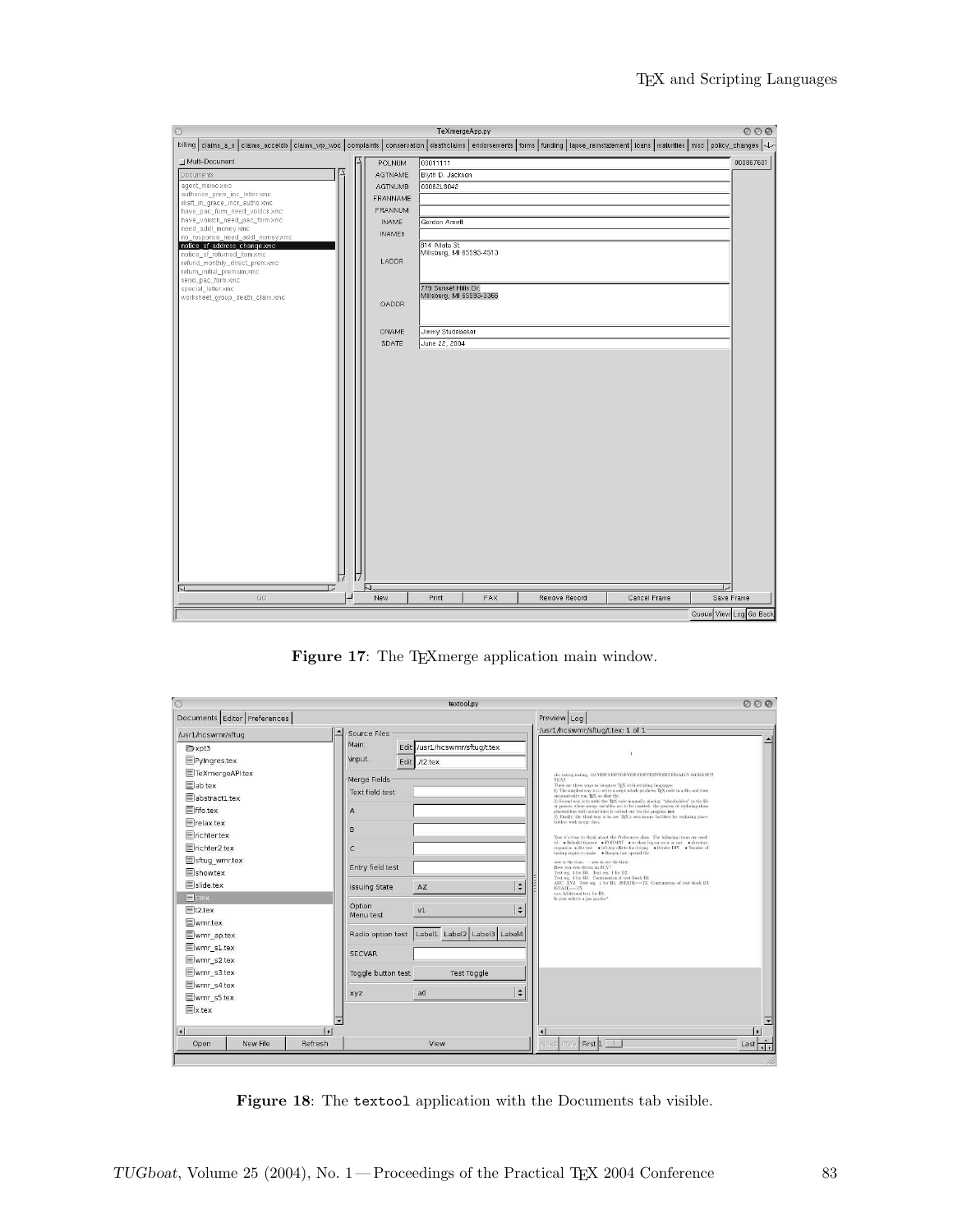Figure 17: The TEXmerge application main window.

Figure 18: The textool application with the Documents tab visible.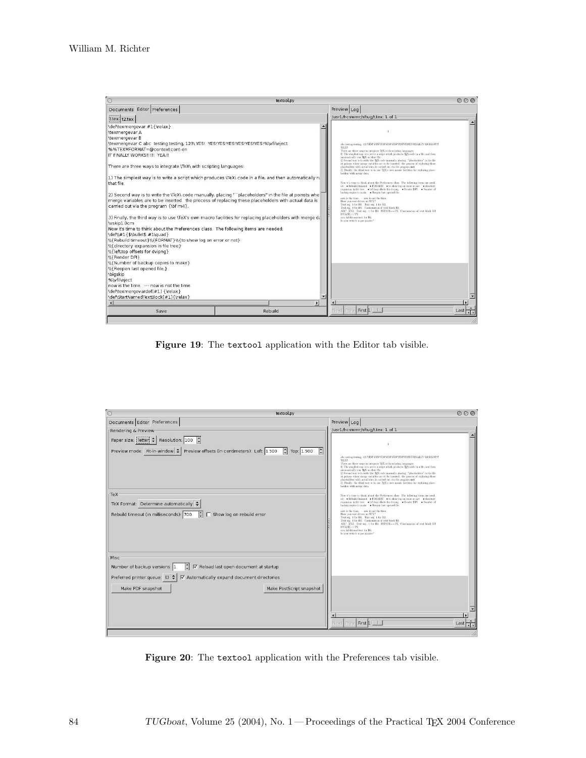Figure 19: The textool application with the Editor tab visible.

Figure 20: The textool application with the Preferences tab visible.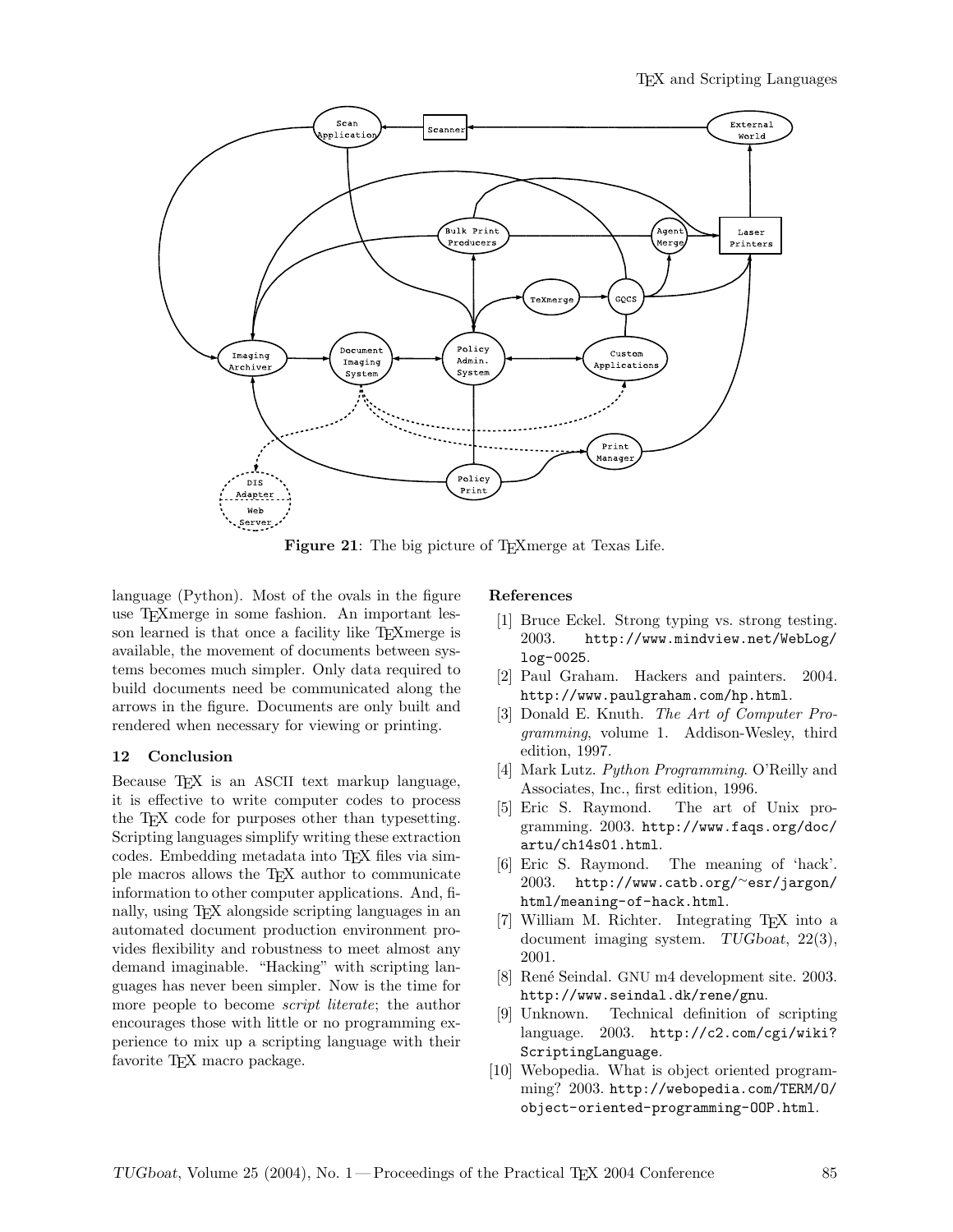**Figure 21**: The big picture of TEXmerge at Texas Life.

language (Python). Most of the ovals in the figure use TEXmerge in some fashion. An important lesson learned is that once a facility like TEXmerge is available, the movement of documents between systems becomes much simpler. Only data required to build documents need be communicated along the arrows in the figure. Documents are only built and rendered when necessary for viewing or printing.

## 12 Conclusion

Because TEX is an ASCII text markup language, it is effective to write computer codes to process the TEX code for purposes other than typesetting. Scripting languages simplify writing these extraction codes. Embedding metadata into TEX files via simple macros allows the TEX author to communicate information to other computer applications. And, finally, using TEX alongside scripting languages in an automated document production environment provides flexibility and robustness to meet almost any demand imaginable. "Hacking" with scripting languages has never been simpler. Now is the time for more people to become *script literate*; the author encourages those with little or no programming experience to mix up a scripting language with their favorite TEX macro package.

### References

[1] Bruce Eckel. Strong typing vs. strong testing. 2003. `http://www.mindview.net/WebLog/log-0025`.

[2] Paul Graham. Hackers and painters. 2004. `http://www.paulgraham.com/hp.html`.

[3] Donald E. Knuth. *The Art of Computer Programming*, volume 1. Addison-Wesley, third edition, 1997.

[4] Mark Lutz. *Python Programming*. O'Reilly and Associates, Inc., first edition, 1996.

[5] Eric S. Raymond. The art of Unix programming. 2003. `http://www.faqs.org/doc/artu/ch14s01.html`.

[6] Eric S. Raymond. The meaning of 'hack'. 2003. `http://www.catb.org/~esr/jargon/html/meaning-of-hack.html`.

[7] William M. Richter. Integrating TEX into a document imaging system. *TUGboat*, 22(3), 2001.

[8] René Seindal. GNU m4 development site. 2003. `http://www.seindal.dk/rene/gnu`.

[9] Unknown. Technical definition of scripting language. 2003. `http://c2.com/cgi/wiki?ScriptingLanguage`.

[10] Webopedia. What is object oriented programming? 2003. `http://webopedia.com/TERM/O/object-oriented-programming-OOP.html`.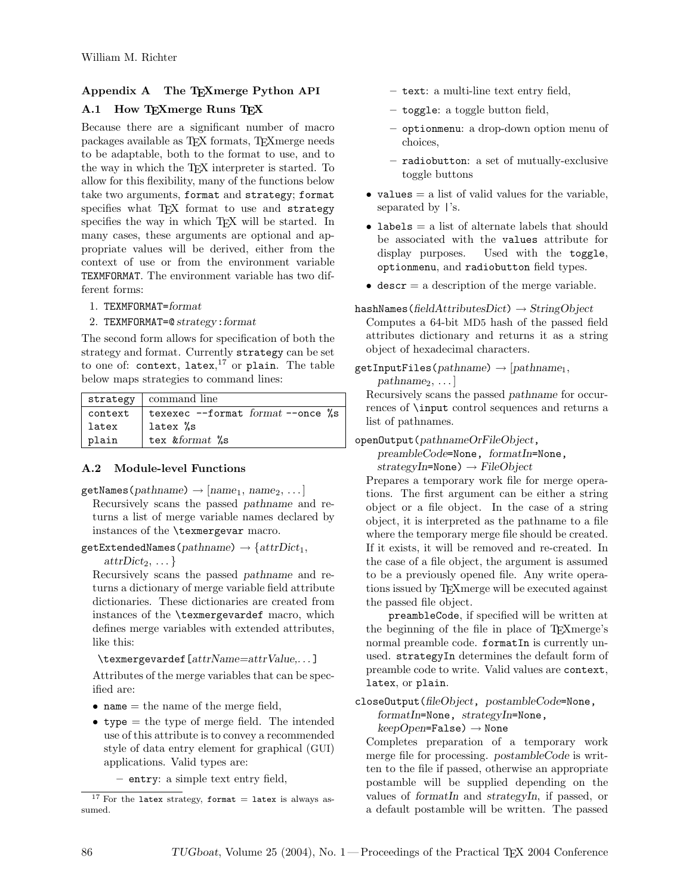## Appendix A The TEXmerge Python API

### A.1 How TEXmerge Runs TEX

Because there are a significant number of macro packages available as TEX formats, TEXmerge needs to be adaptable, both to the format to use, and to the way in which the TEX interpreter is started. To allow for this flexibility, many of the functions below take two arguments, `format` and `strategy`; `format` specifies what TEX format to use and `strategy` specifies the way in which TEX will be started. In many cases, these arguments are optional and appropriate values will be derived, either from the context of use or from the environment variable `TEXMFORMAT`. The environment variable has two different forms:

1. `TEXMFORMAT=`*format*
2. `TEXMFORMAT=@`*strategy*`:`*format*

The second form allows for specification of both the strategy and format. Currently `strategy` can be set to one of: `context`, `latex`,[17] or `plain`. The table below maps strategies to command lines:

| strategy | command line |
|---|---|
| `context` | `texexec --format` *format* `--once %s` |
| `latex` | `latex %s` |
| `plain` | `tex &`*format* `%s` |

[17] For the `latex` strategy, `format = latex` is always assumed.

### A.2 Module-level Functions

`getNames(`*pathname*`)` → [*name*$_1$, *name*$_2$, ...]
Recursively scans the passed *pathname* and returns a list of merge variable names declared by instances of the `\texmergevar` macro.

`getExtendedNames(`*pathname*`)` → {*attrDict*$_1$, *attrDict*$_2$, ...}
Recursively scans the passed *pathname* and returns a dictionary of merge variable field attribute dictionaries. These dictionaries are created from instances of the `\texmergevardef` macro, which defines merge variables with extended attributes, like this:

`\texmergevardef[`*attrName*`=`*attrValue*`,...]`

Attributes of the merge variables that can be specified are:

- `name` = the name of the merge field,
- `type` = the type of merge field. The intended use of this attribute is to convey a recommended style of data entry element for graphical (GUI) applications. Valid types are:
  - `entry`: a simple text entry field,
  - `text`: a multi-line text entry field,
  - `toggle`: a toggle button field,
  - `optionmenu`: a drop-down option menu of choices,
  - `radiobutton`: a set of mutually-exclusive toggle buttons
- `values` = a list of valid values for the variable, separated by `|`'s.
- `labels` = a list of alternate labels that should be associated with the `values` attribute for display purposes. Used with the `toggle`, `optionmenu`, and `radiobutton` field types.
- `descr` = a description of the merge variable.

`hashNames(`*fieldAttributesDict*`)` → *StringObject*
Computes a 64-bit MD5 hash of the passed field attributes dictionary and returns it as a string object of hexadecimal characters.

`getInputFiles(`*pathname*`)` → [*pathname*$_1$, *pathname*$_2$, ...]
Recursively scans the passed *pathname* for occurrences of `\input` control sequences and returns a list of pathnames.

`openOutput(`*pathnameOrFileObject*`,` *preambleCode*`=None,` *formatIn*`=None,` *strategyIn*`=None)` → *FileObject*
Prepares a temporary work file for merge operations. The first argument can be either a string object or a file object. In the case of a string object, it is interpreted as the pathname to a file where the temporary merge file should be created. If it exists, it will be removed and re-created. In the case of a file object, the argument is assumed to be a previously opened file. Any write operations issued by TEXmerge will be executed against the passed file object.

`preambleCode`, if specified will be written at the beginning of the file in place of TEXmerge's normal preamble code. `formatIn` is currently unused. `strategyIn` determines the default form of preamble code to write. Valid values are `context`, `latex`, or `plain`.

`closeOutput(`*fileObject*`,` *postambleCode*`=None,` *formatIn*`=None,` *strategyIn*`=None,` *keepOpen*`=False)` → `None`
Completes preparation of a temporary work merge file for processing. *postambleCode* is written to the file if passed, otherwise an appropriate postamble will be supplied depending on the values of *formatIn* and *strategyIn*, if passed, or a default postamble will be written. The passed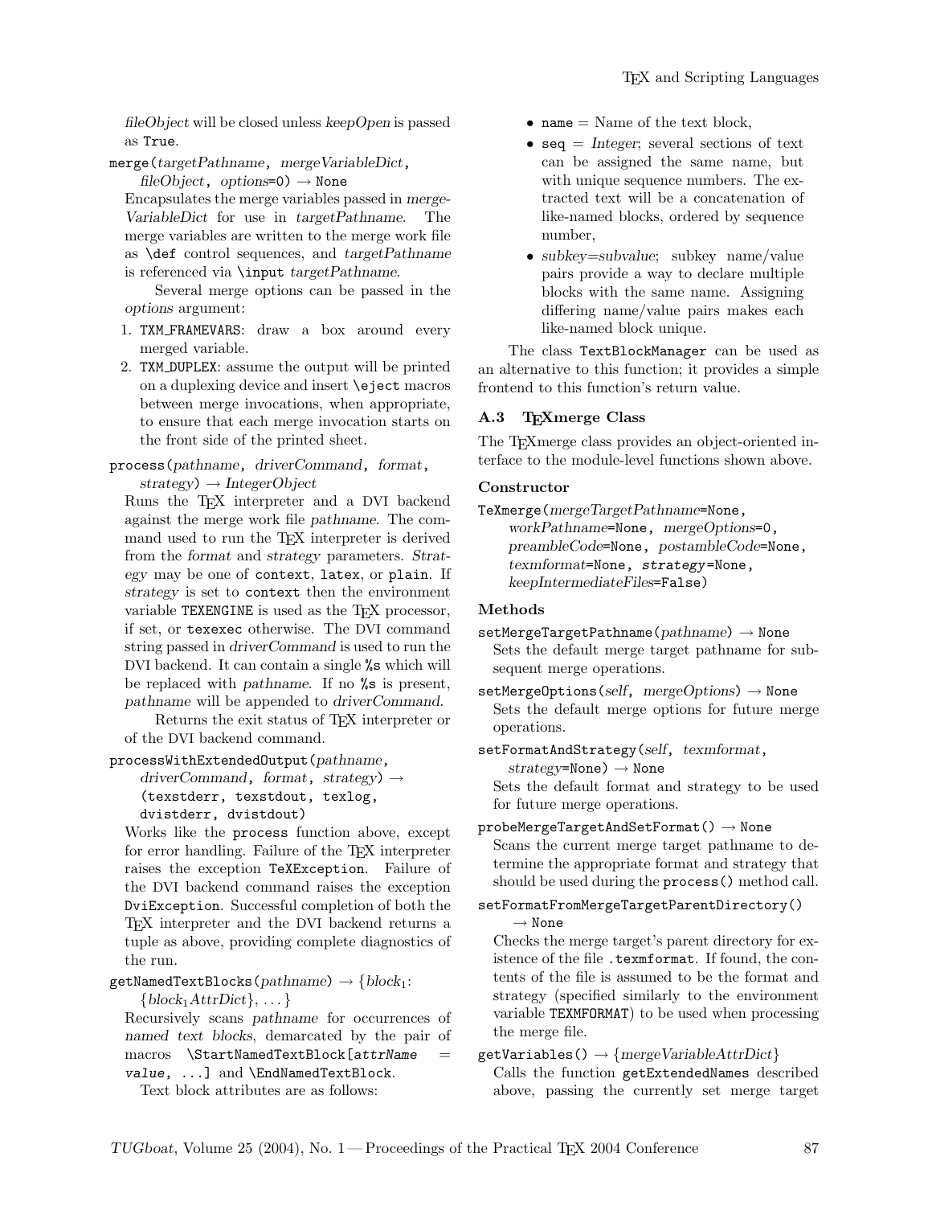*fileObject* will be closed unless *keepOpen* is passed as `True`.

`merge(`*targetPathname*`,` *mergeVariableDict*`,` *fileObject*`,` *options*`=0)` → `None`
: Encapsulates the merge variables passed in *mergeVariableDict* for use in *targetPathname*. The merge variables are written to the merge work file as `\def` control sequences, and *targetPathname* is referenced via `\input` *targetPathname*.

  Several merge options can be passed in the *options* argument:

  1. `TXM_FRAMEVARS`: draw a box around every merged variable.
  2. `TXM_DUPLEX`: assume the output will be printed on a duplexing device and insert `\eject` macros between merge invocations, when appropriate, to ensure that each merge invocation starts on the front side of the printed sheet.

`process(`*pathname*`,` *driverCommand*`,` *format*`,` *strategy*`)` → *IntegerObject*
: Runs the TeX interpreter and a DVI backend against the merge work file *pathname*. The command used to run the TeX interpreter is derived from the *format* and *strategy* parameters. *Strategy* may be one of `context`, `latex`, or `plain`. If *strategy* is set to `context` then the environment variable `TEXENGINE` is used as the TeX processor, if set, or `texexec` otherwise. The DVI command string passed in *driverCommand* is used to run the DVI backend. It can contain a single `%s` which will be replaced with *pathname*. If no `%s` is present, *pathname* will be appended to *driverCommand*.

  Returns the exit status of TeX interpreter or of the DVI backend command.

`processWithExtendedOutput(`*pathname*`,` *driverCommand*`,` *format*`,` *strategy*`)` → `(texstderr, texstdout, texlog, dvistderr, dvistdout)`
: Works like the `process` function above, except for error handling. Failure of the TeX interpreter raises the exception `TeXException`. Failure of the DVI backend command raises the exception `DviException`. Successful completion of both the TeX interpreter and the DVI backend returns a tuple as above, providing complete diagnostics of the run.

`getNamedTextBlocks(`*pathname*`)` → {$block_1$: {$block_1 AttrDict$}, ...}
: Recursively scans *pathname* for occurrences of *named text blocks*, demarcated by the pair of macros `\StartNamedTextBlock[`*attrName* `=` *value*`, ...]` and `\EndNamedTextBlock`.

  Text block attributes are as follows:

  - `name` = Name of the text block,
  - `seq` = *Integer*; several sections of text can be assigned the same name, but with unique sequence numbers. The extracted text will be a concatenation of like-named blocks, ordered by sequence number,
  - *subkey*=*subvalue*; subkey name/value pairs provide a way to declare multiple blocks with the same name. Assigning differing name/value pairs makes each like-named block unique.

  The class `TextBlockManager` can be used as an alternative to this function; it provides a simple frontend to this function's return value.

### A.3 TeXmerge Class

The TeXmerge class provides an object-oriented interface to the module-level functions shown above.

#### Constructor

`TeXmerge(`*mergeTargetPathname*`=None,` *workPathname*`=None,` *mergeOptions*`=0,` *preambleCode*`=None,` *postambleCode*`=None,` *texmformat*`=None,` *strategy*`=None,` *keepIntermediateFiles*`=False)`

#### Methods

`setMergeTargetPathname(`*pathname*`)` → `None`
: Sets the default merge target pathname for subsequent merge operations.

`setMergeOptions(`*self*`,` *mergeOptions*`)` → `None`
: Sets the default merge options for future merge operations.

`setFormatAndStrategy(`*self*`,` *texmformat*`,` *strategy*`=None)` → `None`
: Sets the default format and strategy to be used for future merge operations.

`probeMergeTargetAndSetFormat()` → `None`
: Scans the current merge target pathname to determine the appropriate format and strategy that should be used during the `process()` method call.

`setFormatFromMergeTargetParentDirectory()` → `None`
: Checks the merge target's parent directory for existence of the file `.texmformat`. If found, the contents of the file is assumed to be the format and strategy (specified similarly to the environment variable `TEXMFORMAT`) to be used when processing the merge file.

`getVariables()` → {*mergeVariableAttrDict*}
: Calls the function `getExtendedNames` described above, passing the currently set merge target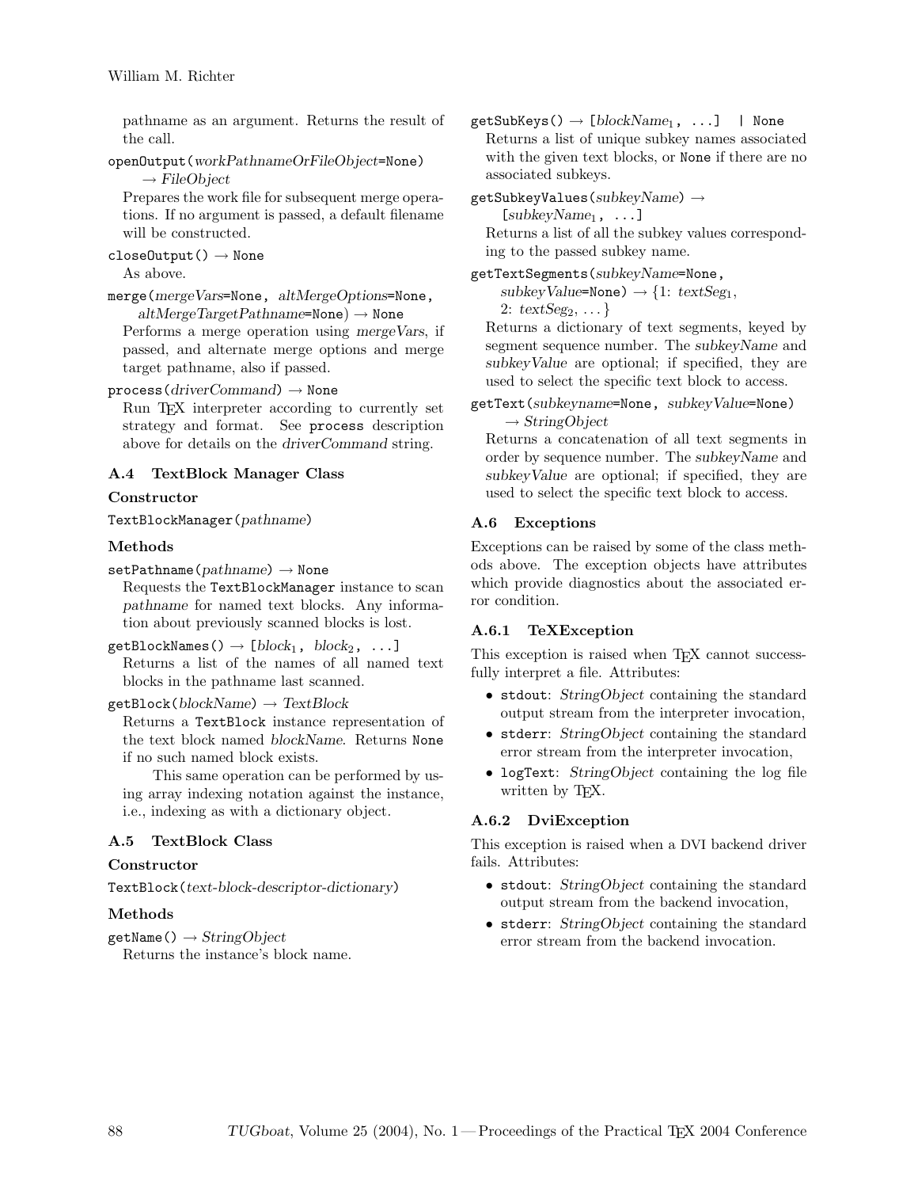pathname as an argument. Returns the result of the call.

`openOutput(`*workPathnameOrFileObject*`=None)` → *FileObject*

Prepares the work file for subsequent merge operations. If no argument is passed, a default filename will be constructed.

`closeOutput()` → `None`

As above.

`merge(`*mergeVars*`=None,` *altMergeOptions*`=None,` *altMergeTargetPathname*`=None)` → `None`

Performs a merge operation using *mergeVars*, if passed, and alternate merge options and merge target pathname, also if passed.

`process(`*driverCommand*`)` → `None`

Run TEX interpreter according to currently set strategy and format. See `process` description above for details on the *driverCommand* string.

### A.4 TextBlock Manager Class

**Constructor**

`TextBlockManager(`*pathname*`)`

**Methods**

`setPathname(`*pathname*`)` → `None`

Requests the `TextBlockManager` instance to scan *pathname* for named text blocks. Any information about previously scanned blocks is lost.

`getBlockNames()` → `[`$block_1$`,` $block_2$`, ...]`

Returns a list of the names of all named text blocks in the pathname last scanned.

`getBlock(`*blockName*`)` → *TextBlock*

Returns a `TextBlock` instance representation of the text block named *blockName*. Returns `None` if no such named block exists.

This same operation can be performed by using array indexing notation against the instance, i.e., indexing as with a dictionary object.

### A.5 TextBlock Class

**Constructor**

`TextBlock(`*text-block-descriptor-dictionary*`)`

**Methods**

`getName()` → *StringObject*

Returns the instance's block name.

`getSubKeys()` → `[`$blockName_1$`, ...]  | None`

Returns a list of unique subkey names associated with the given text blocks, or `None` if there are no associated subkeys.

`getSubkeyValues(`*subkeyName*`)` → `[`$subkeyName_1$`, ...]`

Returns a list of all the subkey values corresponding to the passed subkey name.

`getTextSegments(`*subkeyName*`=None,` *subkeyValue*`=None)` → {1: $textSeg_1$, 2: $textSeg_2$, ...}

Returns a dictionary of text segments, keyed by segment sequence number. The *subkeyName* and *subkeyValue* are optional; if specified, they are used to select the specific text block to access.

`getText(`*subkeyname*`=None,` *subkeyValue*`=None)` → *StringObject*

Returns a concatenation of all text segments in order by sequence number. The *subkeyName* and *subkeyValue* are optional; if specified, they are used to select the specific text block to access.

### A.6 Exceptions

Exceptions can be raised by some of the class methods above. The exception objects have attributes which provide diagnostics about the associated error condition.

#### A.6.1 TeXException

This exception is raised when TEX cannot successfully interpret a file. Attributes:

- `stdout`: *StringObject* containing the standard output stream from the interpreter invocation,
- `stderr`: *StringObject* containing the standard error stream from the interpreter invocation,
- `logText`: *StringObject* containing the log file written by TEX.

#### A.6.2 DviException

This exception is raised when a DVI backend driver fails. Attributes:

- `stdout`: *StringObject* containing the standard output stream from the backend invocation,
- `stderr`: *StringObject* containing the standard error stream from the backend invocation.